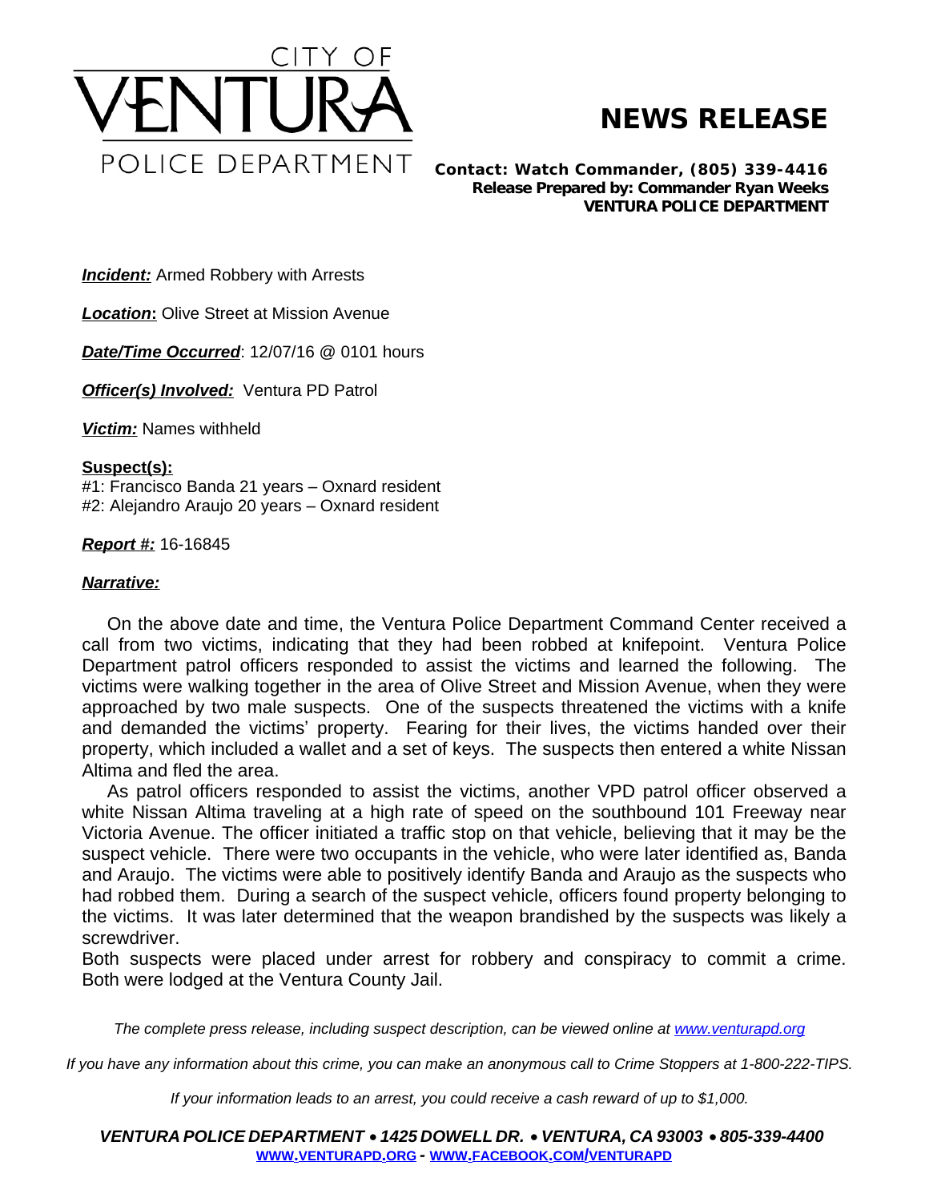# CITY OF VENTURA POLICE DEPARTMENT

## NEWS RELEASE

**Contact: Watch Commander, (805) 339-4416**
**Release Prepared by: Commander Ryan Weeks**
**VENTURA POLICE DEPARTMENT**

***Incident:*** Armed Robbery with Arrests

***Location*:** Olive Street at Mission Avenue

***Date/Time Occurred***: 12/07/16 @ 0101 hours

***Officer(s) Involved:*** Ventura PD Patrol

***Victim:*** Names withheld

**Suspect(s):**
#1: Francisco Banda 21 years – Oxnard resident
#2: Alejandro Araujo 20 years – Oxnard resident

***Report #:*** 16-16845

***Narrative:***

On the above date and time, the Ventura Police Department Command Center received a call from two victims, indicating that they had been robbed at knifepoint. Ventura Police Department patrol officers responded to assist the victims and learned the following. The victims were walking together in the area of Olive Street and Mission Avenue, when they were approached by two male suspects. One of the suspects threatened the victims with a knife and demanded the victims' property. Fearing for their lives, the victims handed over their property, which included a wallet and a set of keys. The suspects then entered a white Nissan Altima and fled the area.

As patrol officers responded to assist the victims, another VPD patrol officer observed a white Nissan Altima traveling at a high rate of speed on the southbound 101 Freeway near Victoria Avenue. The officer initiated a traffic stop on that vehicle, believing that it may be the suspect vehicle. There were two occupants in the vehicle, who were later identified as, Banda and Araujo. The victims were able to positively identify Banda and Araujo as the suspects who had robbed them. During a search of the suspect vehicle, officers found property belonging to the victims. It was later determined that the weapon brandished by the suspects was likely a screwdriver.

Both suspects were placed under arrest for robbery and conspiracy to commit a crime. Both were lodged at the Ventura County Jail.

*The complete press release, including suspect description, can be viewed online at www.venturapd.org*

*If you have any information about this crime, you can make an anonymous call to Crime Stoppers at 1-800-222-TIPS.*

*If your information leads to an arrest, you could receive a cash reward of up to $1,000.*

***VENTURA POLICE DEPARTMENT • 1425 DOWELL DR. • VENTURA, CA 93003 • 805-339-4400***
**WWW.VENTURAPD.ORG - WWW.FACEBOOK.COM/VENTURAPD**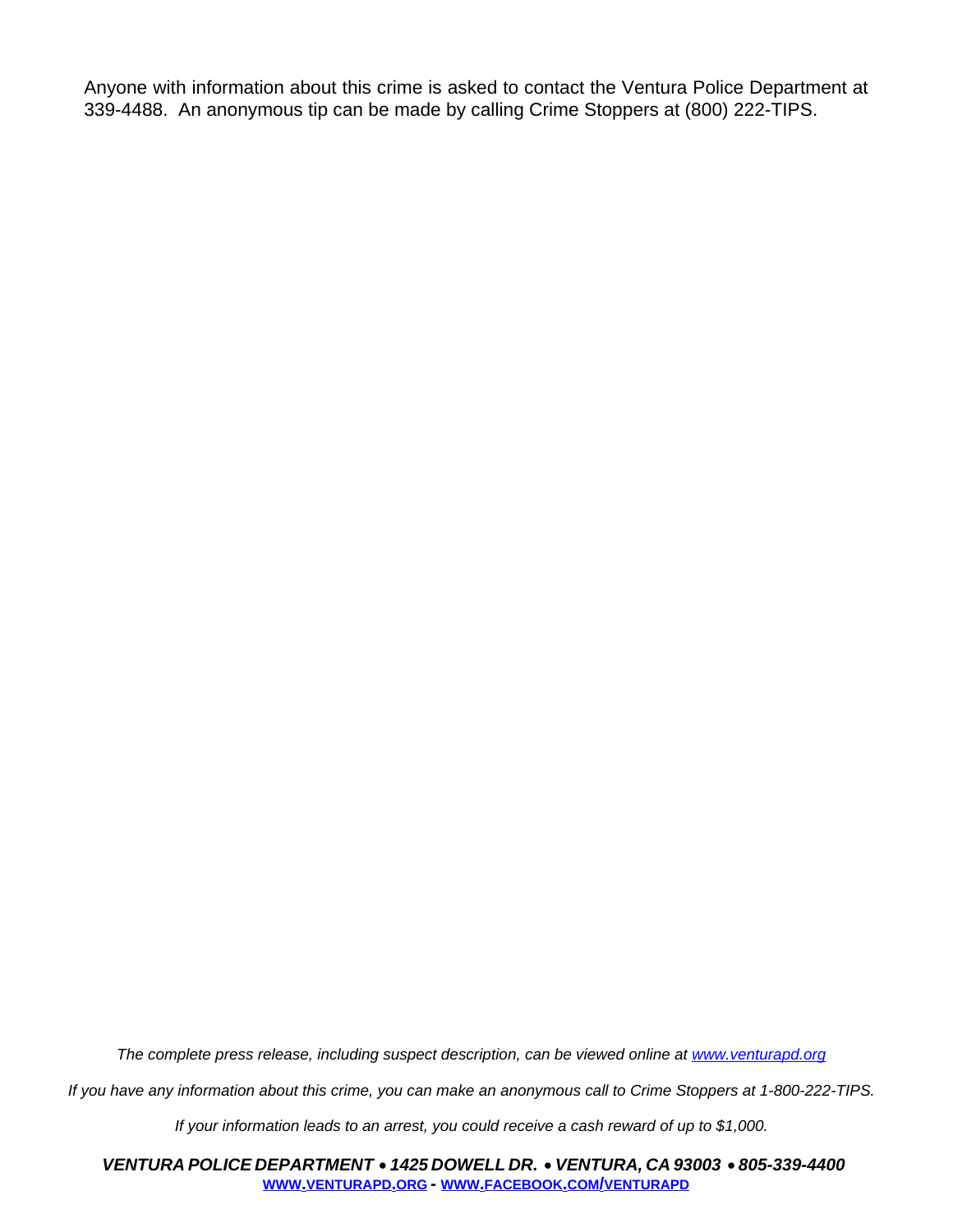Anyone with information about this crime is asked to contact the Ventura Police Department at 339-4488. An anonymous tip can be made by calling Crime Stoppers at (800) 222-TIPS.

*The complete press release, including suspect description, can be viewed online at [www.venturapd.org](http://www.venturapd.org)*

*If you have any information about this crime, you can make an anonymous call to Crime Stoppers at 1-800-222-TIPS.*

*If your information leads to an arrest, you could receive a cash reward of up to $1,000.*

***VENTURA POLICE DEPARTMENT • 1425 DOWELL DR. • VENTURA, CA 93003 • 805-339-4400***

**[WWW.VENTURAPD.ORG](http://www.venturapd.org) - [WWW.FACEBOOK.COM/VENTURAPD](http://www.facebook.com/venturapd)**